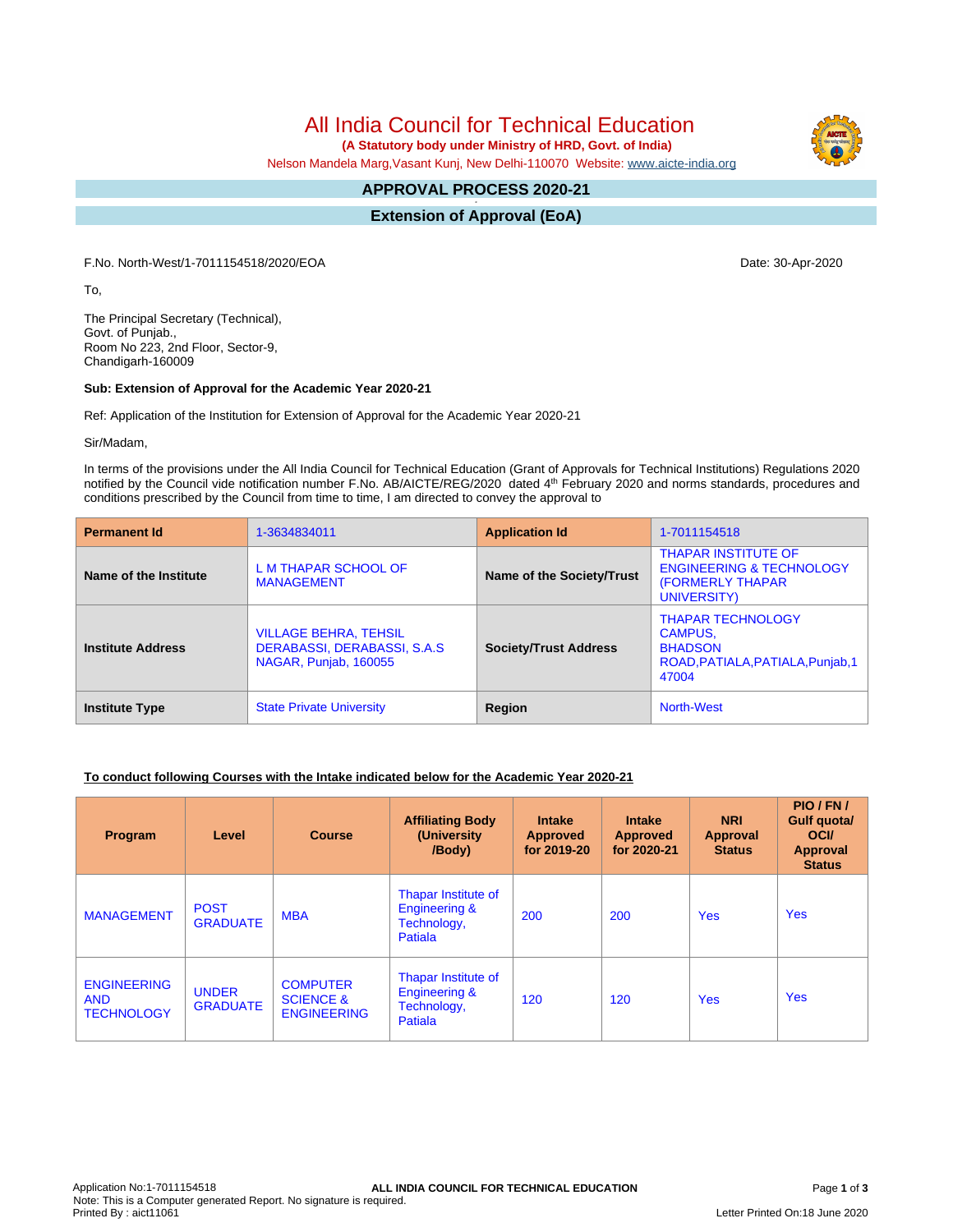# All India Council for Technical Education

**(A Statutory body under Ministry of HRD, Govt. of India)**

Nelson Mandela Marg,Vasant Kunj, New Delhi-110070 Website: www.aicte-india.org

## APPROVAL PROCESS 2020-21

## Extension of Approval (EoA)

F.No. North-West/1-7011154518/2020/EOA

Date: 30-Apr-2020

To,

The Principal Secretary (Technical),
Govt. of Punjab.,
Room No 223, 2nd Floor, Sector-9,
Chandigarh-160009

**Sub: Extension of Approval for the Academic Year 2020-21**

Ref: Application of the Institution for Extension of Approval for the Academic Year 2020-21

Sir/Madam,

In terms of the provisions under the All India Council for Technical Education (Grant of Approvals for Technical Institutions) Regulations 2020 notified by the Council vide notification number F.No. AB/AICTE/REG/2020 dated 4th February 2020 and norms standards, procedures and conditions prescribed by the Council from time to time, I am directed to convey the approval to

| **Permanent Id** | 1-3634834011 | **Application Id** | 1-7011154518 |
|---|---|---|---|
| **Name of the Institute** | L M THAPAR SCHOOL OF MANAGEMENT | **Name of the Society/Trust** | THAPAR INSTITUTE OF ENGINEERING & TECHNOLOGY (FORMERLY THAPAR UNIVERSITY) |
| **Institute Address** | VILLAGE BEHRA, TEHSIL DERABASSI, DERABASSI, S.A.S NAGAR, Punjab, 160055 | **Society/Trust Address** | THAPAR TECHNOLOGY CAMPUS, BHADSON ROAD,PATIALA,PATIALA,Punjab,147004 |
| **Institute Type** | State Private University | **Region** | North-West |

**To conduct following Courses with the Intake indicated below for the Academic Year 2020-21**

| Program | Level | Course | Affiliating Body (University /Body) | Intake Approved for 2019-20 | Intake Approved for 2020-21 | NRI Approval Status | PIO / FN / Gulf quota/ OCI/ Approval Status |
|---|---|---|---|---|---|---|---|
| MANAGEMENT | POST GRADUATE | MBA | Thapar Institute of Engineering & Technology, Patiala | 200 | 200 | Yes | Yes |
| ENGINEERING AND TECHNOLOGY | UNDER GRADUATE | COMPUTER SCIENCE & ENGINEERING | Thapar Institute of Engineering & Technology, Patiala | 120 | 120 | Yes | Yes |

Application No:1-7011154518
Note: This is a Computer generated Report. No signature is required.
Printed By : aict11061
Letter Printed On:18 June 2020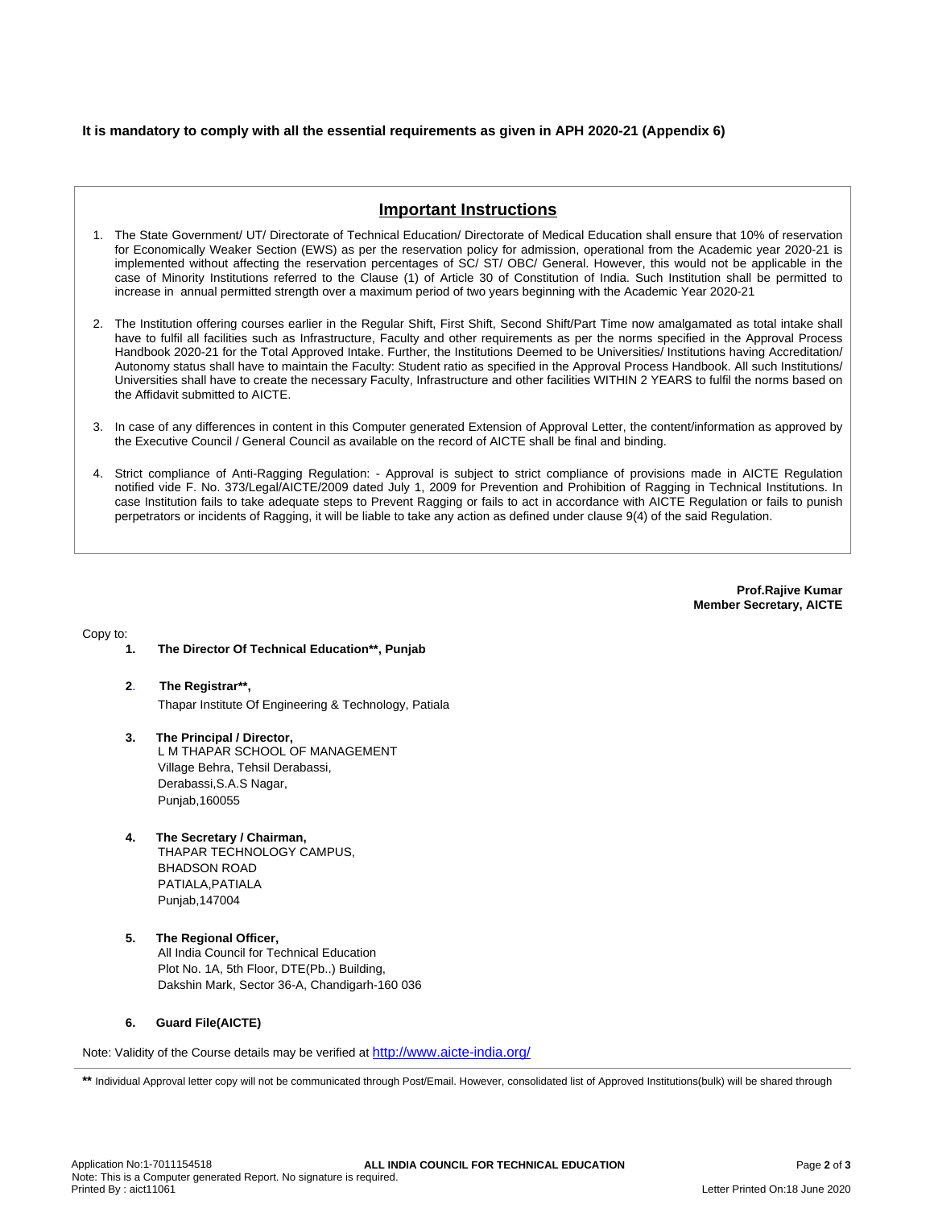**It is mandatory to comply with all the essential requirements as given in APH 2020-21 (Appendix 6)**

## Important Instructions

1. The State Government/ UT/ Directorate of Technical Education/ Directorate of Medical Education shall ensure that 10% of reservation for Economically Weaker Section (EWS) as per the reservation policy for admission, operational from the Academic year 2020-21 is implemented without affecting the reservation percentages of SC/ ST/ OBC/ General. However, this would not be applicable in the case of Minority Institutions referred to the Clause (1) of Article 30 of Constitution of India. Such Institution shall be permitted to increase in annual permitted strength over a maximum period of two years beginning with the Academic Year 2020-21

2. The Institution offering courses earlier in the Regular Shift, First Shift, Second Shift/Part Time now amalgamated as total intake shall have to fulfil all facilities such as Infrastructure, Faculty and other requirements as per the norms specified in the Approval Process Handbook 2020-21 for the Total Approved Intake. Further, the Institutions Deemed to be Universities/ Institutions having Accreditation/ Autonomy status shall have to maintain the Faculty: Student ratio as specified in the Approval Process Handbook. All such Institutions/ Universities shall have to create the necessary Faculty, Infrastructure and other facilities WITHIN 2 YEARS to fulfil the norms based on the Affidavit submitted to AICTE.

3. In case of any differences in content in this Computer generated Extension of Approval Letter, the content/information as approved by the Executive Council / General Council as available on the record of AICTE shall be final and binding.

4. Strict compliance of Anti-Ragging Regulation: - Approval is subject to strict compliance of provisions made in AICTE Regulation notified vide F. No. 373/Legal/AICTE/2009 dated July 1, 2009 for Prevention and Prohibition of Ragging in Technical Institutions. In case Institution fails to take adequate steps to Prevent Ragging or fails to act in accordance with AICTE Regulation or fails to punish perpetrators or incidents of Ragging, it will be liable to take any action as defined under clause 9(4) of the said Regulation.

**Prof.Rajive Kumar**
**Member Secretary, AICTE**

Copy to:

1. **The Director Of Technical Education**, Punjab**

2. **The Registrar**,**
   Thapar Institute Of Engineering & Technology, Patiala

3. **The Principal / Director,**
   L M THAPAR SCHOOL OF MANAGEMENT
   Village Behra, Tehsil Derabassi,
   Derabassi,S.A.S Nagar,
   Punjab,160055

4. **The Secretary / Chairman,**
   THAPAR TECHNOLOGY CAMPUS,
   BHADSON ROAD
   PATIALA,PATIALA
   Punjab,147004

5. **The Regional Officer,**
   All India Council for Technical Education
   Plot No. 1A, 5th Floor, DTE(Pb..) Building,
   Dakshin Mark, Sector 36-A, Chandigarh-160 036

6. **Guard File(AICTE)**

Note: Validity of the Course details may be verified at http://www.aicte-india.org/

**\*\*** Individual Approval letter copy will not be communicated through Post/Email. However, consolidated list of Approved Institutions(bulk) will be shared through

Application No:1-7011154518 | **ALL INDIA COUNCIL FOR TECHNICAL EDUCATION**
Note: This is a Computer generated Report. No signature is required.
Printed By : aict11061 | Letter Printed On:18 June 2020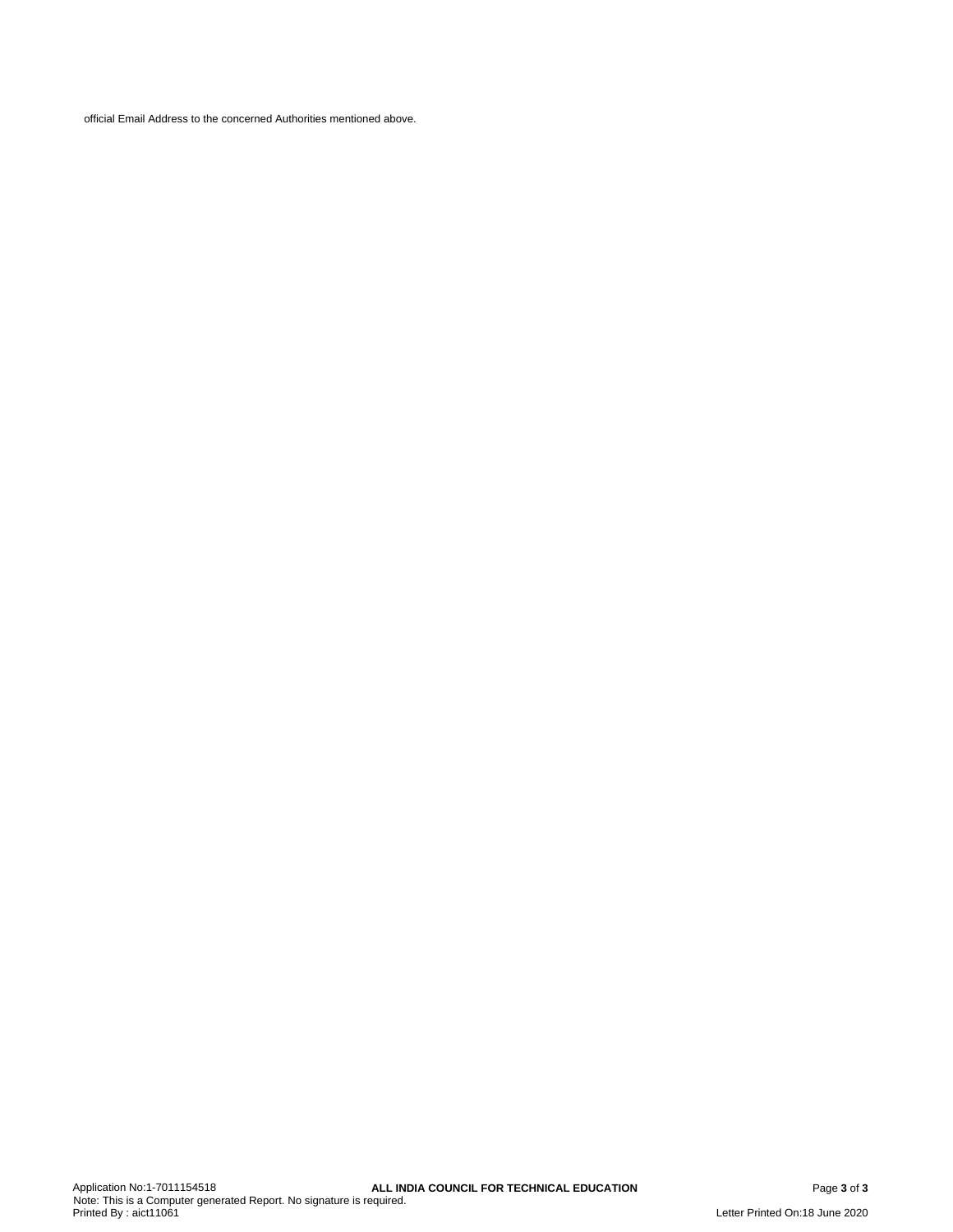official Email Address to the concerned Authorities mentioned above.